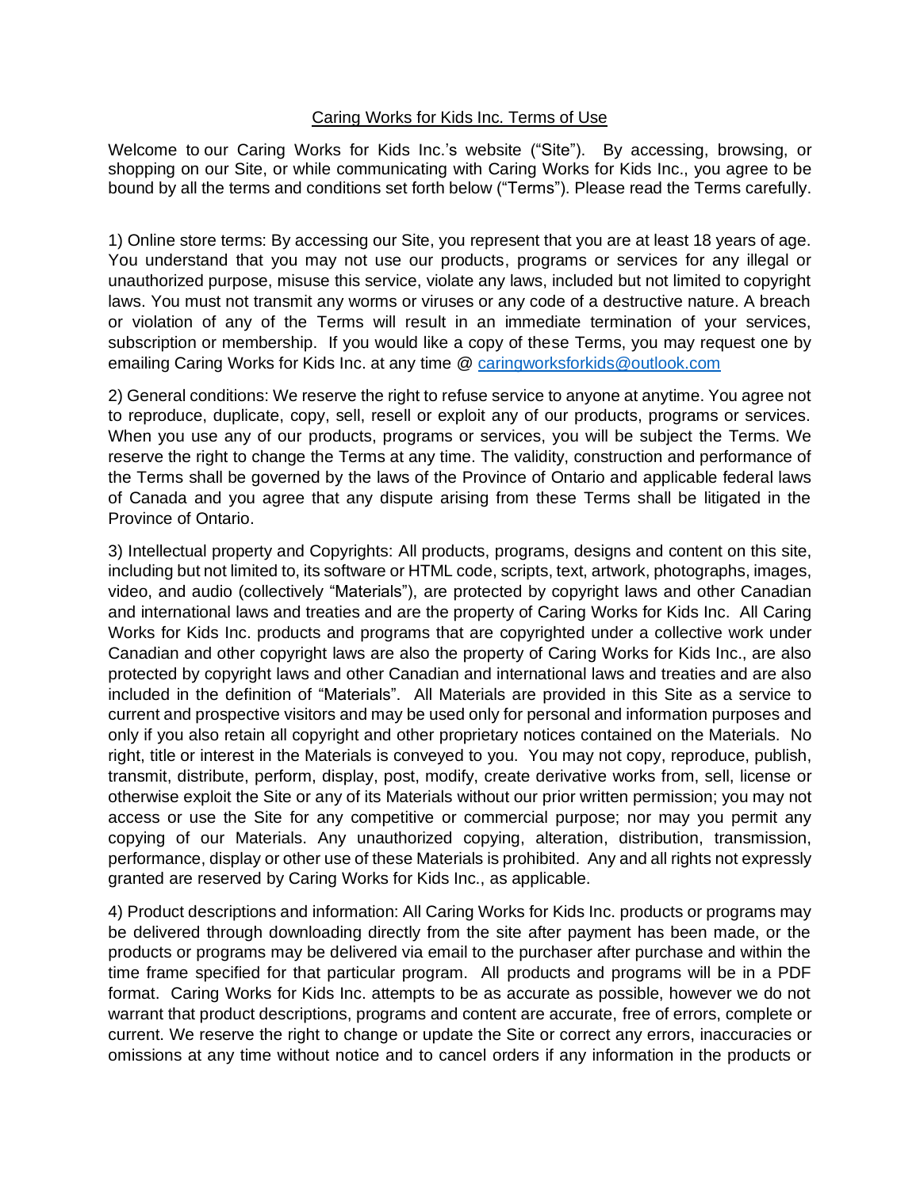# Caring Works for Kids Inc. Terms of Use

Welcome to our Caring Works for Kids Inc.'s website ("Site"). By accessing, browsing, or shopping on our Site, or while communicating with Caring Works for Kids Inc., you agree to be bound by all the terms and conditions set forth below ("Terms"). Please read the Terms carefully.

1) Online store terms: By accessing our Site, you represent that you are at least 18 years of age. You understand that you may not use our products, programs or services for any illegal or unauthorized purpose, misuse this service, violate any laws, included but not limited to copyright laws. You must not transmit any worms or viruses or any code of a destructive nature. A breach or violation of any of the Terms will result in an immediate termination of your services, subscription or membership. If you would like a copy of these Terms, you may request one by emailing Caring Works for Kids Inc. at any time @ caringworksforkids@outlook.com

2) General conditions: We reserve the right to refuse service to anyone at anytime. You agree not to reproduce, duplicate, copy, sell, resell or exploit any of our products, programs or services. When you use any of our products, programs or services, you will be subject the Terms. We reserve the right to change the Terms at any time. The validity, construction and performance of the Terms shall be governed by the laws of the Province of Ontario and applicable federal laws of Canada and you agree that any dispute arising from these Terms shall be litigated in the Province of Ontario.

3) Intellectual property and Copyrights: All products, programs, designs and content on this site, including but not limited to, its software or HTML code, scripts, text, artwork, photographs, images, video, and audio (collectively "Materials"), are protected by copyright laws and other Canadian and international laws and treaties and are the property of Caring Works for Kids Inc. All Caring Works for Kids Inc. products and programs that are copyrighted under a collective work under Canadian and other copyright laws are also the property of Caring Works for Kids Inc., are also protected by copyright laws and other Canadian and international laws and treaties and are also included in the definition of "Materials". All Materials are provided in this Site as a service to current and prospective visitors and may be used only for personal and information purposes and only if you also retain all copyright and other proprietary notices contained on the Materials. No right, title or interest in the Materials is conveyed to you. You may not copy, reproduce, publish, transmit, distribute, perform, display, post, modify, create derivative works from, sell, license or otherwise exploit the Site or any of its Materials without our prior written permission; you may not access or use the Site for any competitive or commercial purpose; nor may you permit any copying of our Materials. Any unauthorized copying, alteration, distribution, transmission, performance, display or other use of these Materials is prohibited. Any and all rights not expressly granted are reserved by Caring Works for Kids Inc., as applicable.

4) Product descriptions and information: All Caring Works for Kids Inc. products or programs may be delivered through downloading directly from the site after payment has been made, or the products or programs may be delivered via email to the purchaser after purchase and within the time frame specified for that particular program. All products and programs will be in a PDF format. Caring Works for Kids Inc. attempts to be as accurate as possible, however we do not warrant that product descriptions, programs and content are accurate, free of errors, complete or current. We reserve the right to change or update the Site or correct any errors, inaccuracies or omissions at any time without notice and to cancel orders if any information in the products or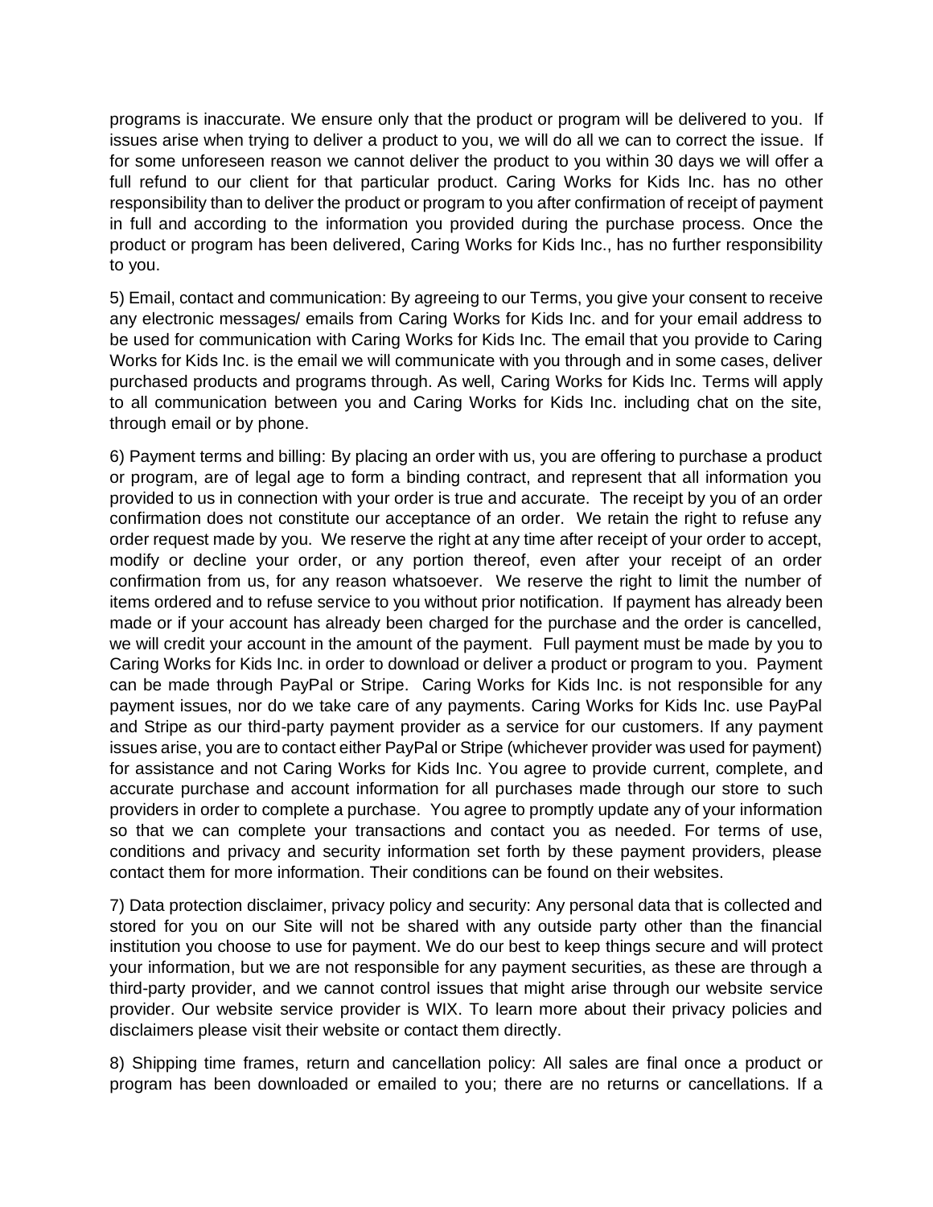programs is inaccurate. We ensure only that the product or program will be delivered to you. If issues arise when trying to deliver a product to you, we will do all we can to correct the issue. If for some unforeseen reason we cannot deliver the product to you within 30 days we will offer a full refund to our client for that particular product. Caring Works for Kids Inc. has no other responsibility than to deliver the product or program to you after confirmation of receipt of payment in full and according to the information you provided during the purchase process. Once the product or program has been delivered, Caring Works for Kids Inc., has no further responsibility to you.

5) Email, contact and communication: By agreeing to our Terms, you give your consent to receive any electronic messages/ emails from Caring Works for Kids Inc. and for your email address to be used for communication with Caring Works for Kids Inc. The email that you provide to Caring Works for Kids Inc. is the email we will communicate with you through and in some cases, deliver purchased products and programs through. As well, Caring Works for Kids Inc. Terms will apply to all communication between you and Caring Works for Kids Inc. including chat on the site, through email or by phone.

6) Payment terms and billing: By placing an order with us, you are offering to purchase a product or program, are of legal age to form a binding contract, and represent that all information you provided to us in connection with your order is true and accurate. The receipt by you of an order confirmation does not constitute our acceptance of an order. We retain the right to refuse any order request made by you. We reserve the right at any time after receipt of your order to accept, modify or decline your order, or any portion thereof, even after your receipt of an order confirmation from us, for any reason whatsoever. We reserve the right to limit the number of items ordered and to refuse service to you without prior notification. If payment has already been made or if your account has already been charged for the purchase and the order is cancelled, we will credit your account in the amount of the payment. Full payment must be made by you to Caring Works for Kids Inc. in order to download or deliver a product or program to you. Payment can be made through PayPal or Stripe. Caring Works for Kids Inc. is not responsible for any payment issues, nor do we take care of any payments. Caring Works for Kids Inc. use PayPal and Stripe as our third-party payment provider as a service for our customers. If any payment issues arise, you are to contact either PayPal or Stripe (whichever provider was used for payment) for assistance and not Caring Works for Kids Inc. You agree to provide current, complete, and accurate purchase and account information for all purchases made through our store to such providers in order to complete a purchase. You agree to promptly update any of your information so that we can complete your transactions and contact you as needed. For terms of use, conditions and privacy and security information set forth by these payment providers, please contact them for more information. Their conditions can be found on their websites.

7) Data protection disclaimer, privacy policy and security: Any personal data that is collected and stored for you on our Site will not be shared with any outside party other than the financial institution you choose to use for payment. We do our best to keep things secure and will protect your information, but we are not responsible for any payment securities, as these are through a third-party provider, and we cannot control issues that might arise through our website service provider. Our website service provider is WIX. To learn more about their privacy policies and disclaimers please visit their website or contact them directly.

8) Shipping time frames, return and cancellation policy: All sales are final once a product or program has been downloaded or emailed to you; there are no returns or cancellations. If a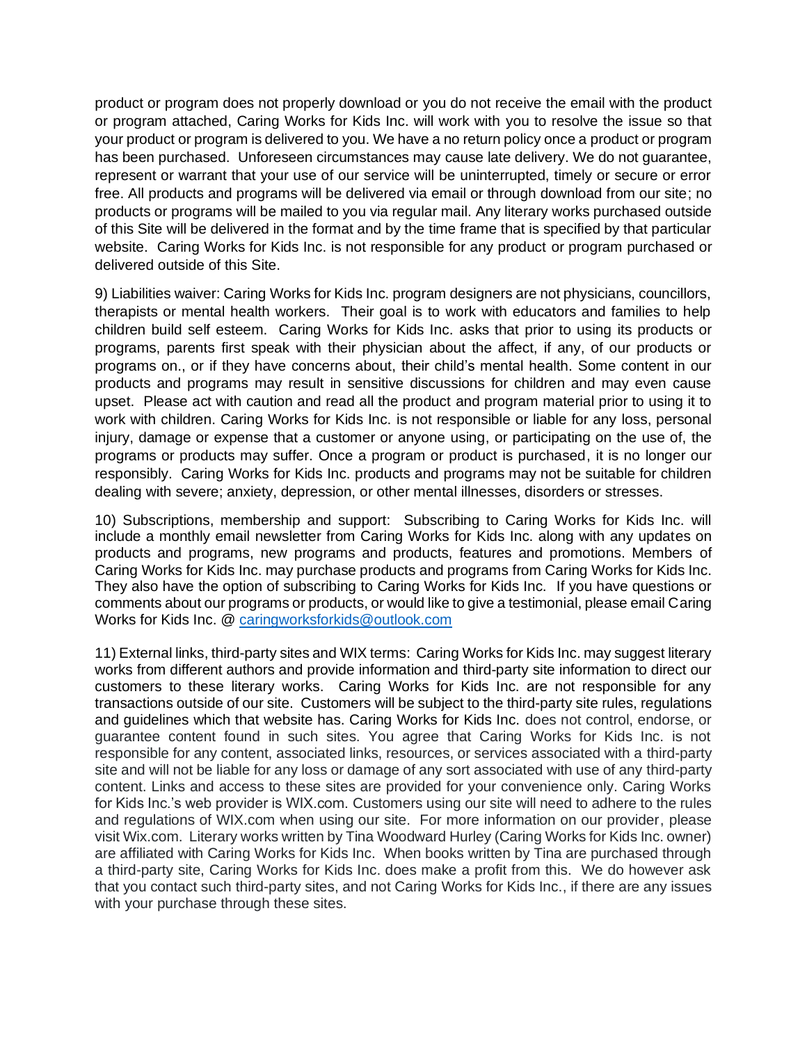product or program does not properly download or you do not receive the email with the product or program attached, Caring Works for Kids Inc. will work with you to resolve the issue so that your product or program is delivered to you. We have a no return policy once a product or program has been purchased. Unforeseen circumstances may cause late delivery. We do not guarantee, represent or warrant that your use of our service will be uninterrupted, timely or secure or error free. All products and programs will be delivered via email or through download from our site; no products or programs will be mailed to you via regular mail. Any literary works purchased outside of this Site will be delivered in the format and by the time frame that is specified by that particular website. Caring Works for Kids Inc. is not responsible for any product or program purchased or delivered outside of this Site.

9) Liabilities waiver: Caring Works for Kids Inc. program designers are not physicians, councillors, therapists or mental health workers. Their goal is to work with educators and families to help children build self esteem. Caring Works for Kids Inc. asks that prior to using its products or programs, parents first speak with their physician about the affect, if any, of our products or programs on., or if they have concerns about, their child's mental health. Some content in our products and programs may result in sensitive discussions for children and may even cause upset. Please act with caution and read all the product and program material prior to using it to work with children. Caring Works for Kids Inc. is not responsible or liable for any loss, personal injury, damage or expense that a customer or anyone using, or participating on the use of, the programs or products may suffer. Once a program or product is purchased, it is no longer our responsibly. Caring Works for Kids Inc. products and programs may not be suitable for children dealing with severe; anxiety, depression, or other mental illnesses, disorders or stresses.

10) Subscriptions, membership and support: Subscribing to Caring Works for Kids Inc. will include a monthly email newsletter from Caring Works for Kids Inc. along with any updates on products and programs, new programs and products, features and promotions. Members of Caring Works for Kids Inc. may purchase products and programs from Caring Works for Kids Inc. They also have the option of subscribing to Caring Works for Kids Inc. If you have questions or comments about our programs or products, or would like to give a testimonial, please email Caring Works for Kids Inc. @ caringworksforkids@outlook.com

11) External links, third-party sites and WIX terms: Caring Works for Kids Inc. may suggest literary works from different authors and provide information and third-party site information to direct our customers to these literary works. Caring Works for Kids Inc. are not responsible for any transactions outside of our site. Customers will be subject to the third-party site rules, regulations and guidelines which that website has. Caring Works for Kids Inc. does not control, endorse, or guarantee content found in such sites. You agree that Caring Works for Kids Inc. is not responsible for any content, associated links, resources, or services associated with a third-party site and will not be liable for any loss or damage of any sort associated with use of any third-party content. Links and access to these sites are provided for your convenience only. Caring Works for Kids Inc.'s web provider is WIX.com. Customers using our site will need to adhere to the rules and regulations of WIX.com when using our site. For more information on our provider, please visit Wix.com. Literary works written by Tina Woodward Hurley (Caring Works for Kids Inc. owner) are affiliated with Caring Works for Kids Inc. When books written by Tina are purchased through a third-party site, Caring Works for Kids Inc. does make a profit from this. We do however ask that you contact such third-party sites, and not Caring Works for Kids Inc., if there are any issues with your purchase through these sites.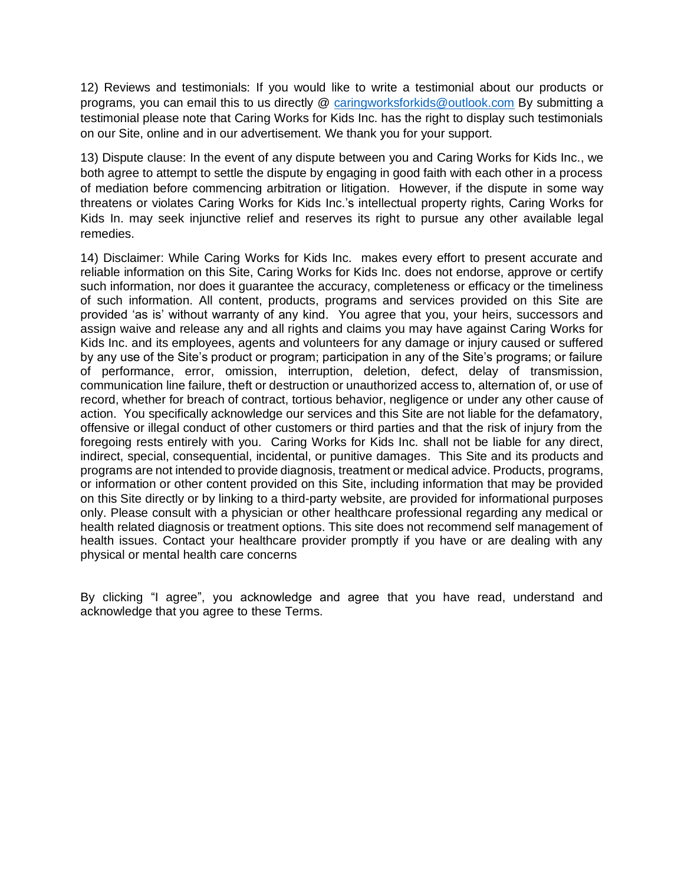12) Reviews and testimonials: If you would like to write a testimonial about our products or programs, you can email this to us directly @ caringworksforkids@outlook.com By submitting a testimonial please note that Caring Works for Kids Inc. has the right to display such testimonials on our Site, online and in our advertisement. We thank you for your support.

13) Dispute clause: In the event of any dispute between you and Caring Works for Kids Inc., we both agree to attempt to settle the dispute by engaging in good faith with each other in a process of mediation before commencing arbitration or litigation. However, if the dispute in some way threatens or violates Caring Works for Kids Inc.'s intellectual property rights, Caring Works for Kids In. may seek injunctive relief and reserves its right to pursue any other available legal remedies.

14) Disclaimer: While Caring Works for Kids Inc. makes every effort to present accurate and reliable information on this Site, Caring Works for Kids Inc. does not endorse, approve or certify such information, nor does it guarantee the accuracy, completeness or efficacy or the timeliness of such information. All content, products, programs and services provided on this Site are provided 'as is' without warranty of any kind. You agree that you, your heirs, successors and assign waive and release any and all rights and claims you may have against Caring Works for Kids Inc. and its employees, agents and volunteers for any damage or injury caused or suffered by any use of the Site's product or program; participation in any of the Site's programs; or failure of performance, error, omission, interruption, deletion, defect, delay of transmission, communication line failure, theft or destruction or unauthorized access to, alternation of, or use of record, whether for breach of contract, tortious behavior, negligence or under any other cause of action. You specifically acknowledge our services and this Site are not liable for the defamatory, offensive or illegal conduct of other customers or third parties and that the risk of injury from the foregoing rests entirely with you. Caring Works for Kids Inc. shall not be liable for any direct, indirect, special, consequential, incidental, or punitive damages. This Site and its products and programs are not intended to provide diagnosis, treatment or medical advice. Products, programs, or information or other content provided on this Site, including information that may be provided on this Site directly or by linking to a third-party website, are provided for informational purposes only. Please consult with a physician or other healthcare professional regarding any medical or health related diagnosis or treatment options. This site does not recommend self management of health issues. Contact your healthcare provider promptly if you have or are dealing with any physical or mental health care concerns

By clicking "I agree", you acknowledge and agree that you have read, understand and acknowledge that you agree to these Terms.